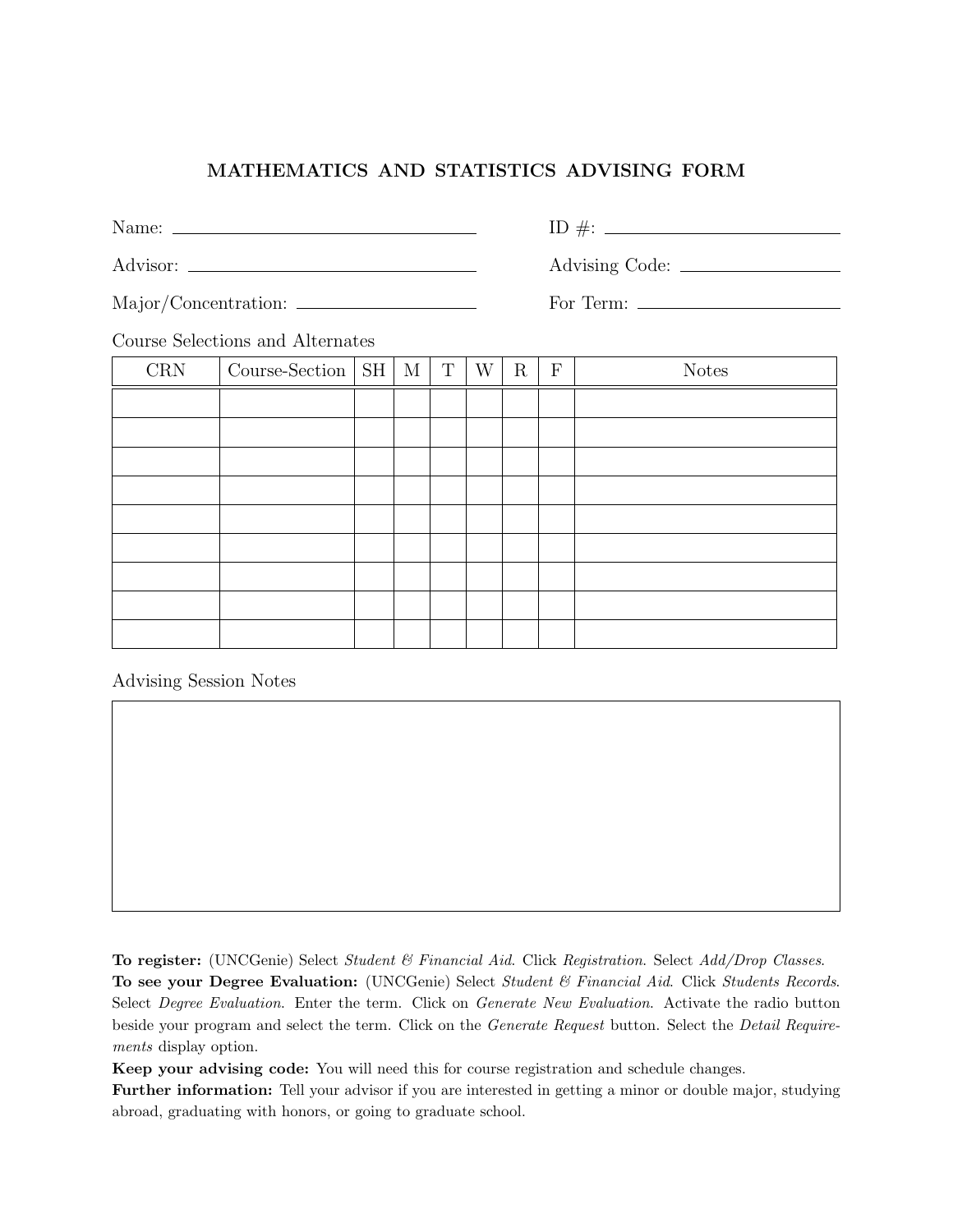# MATHEMATICS AND STATISTICS ADVISING FORM

Name: ______________________________ ID #: ______________________

Advisor: ______________________________ Advising Code: ________________

Major/Concentration: ____________________ For Term: ____________________

Course Selections and Alternates

| CRN | Course-Section | SH | M | T | W | R | F | Notes |
|---|---|---|---|---|---|---|---|---|
| | | | | | | | | |
| | | | | | | | | |
| | | | | | | | | |
| | | | | | | | | |
| | | | | | | | | |
| | | | | | | | | |
| | | | | | | | | |
| | | | | | | | | |
| | | | | | | | | |

Advising Session Notes

**To register:** (UNCGenie) Select *Student & Financial Aid*. Click *Registration*. Select *Add/Drop Classes*.
**To see your Degree Evaluation:** (UNCGenie) Select *Student & Financial Aid*. Click *Students Records*. Select *Degree Evaluation*. Enter the term. Click on *Generate New Evaluation*. Activate the radio button beside your program and select the term. Click on the *Generate Request* button. Select the *Detail Requirements* display option.
**Keep your advising code:** You will need this for course registration and schedule changes.
**Further information:** Tell your advisor if you are interested in getting a minor or double major, studying abroad, graduating with honors, or going to graduate school.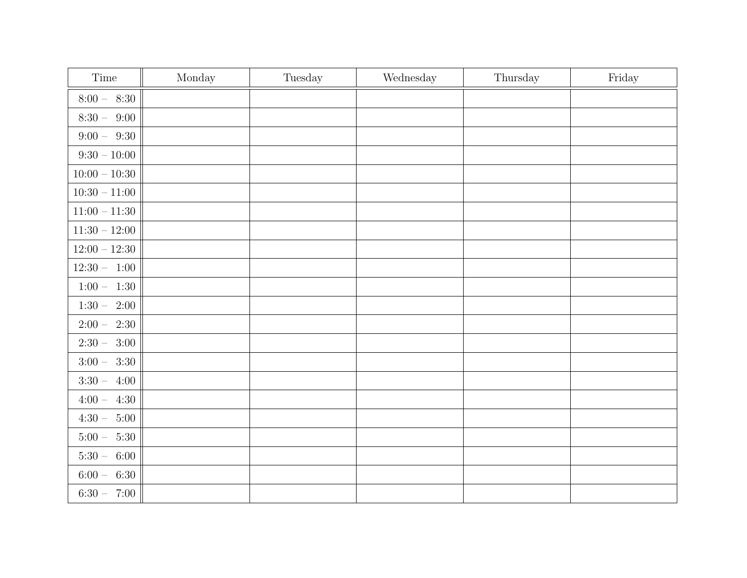| Time | Monday | Tuesday | Wednesday | Thursday | Friday |
| --- | --- | --- | --- | --- | --- |
| 8:00 – 8:30 | | | | | |
| 8:30 – 9:00 | | | | | |
| 9:00 – 9:30 | | | | | |
| 9:30 – 10:00 | | | | | |
| 10:00 – 10:30 | | | | | |
| 10:30 – 11:00 | | | | | |
| 11:00 – 11:30 | | | | | |
| 11:30 – 12:00 | | | | | |
| 12:00 – 12:30 | | | | | |
| 12:30 – 1:00 | | | | | |
| 1:00 – 1:30 | | | | | |
| 1:30 – 2:00 | | | | | |
| 2:00 – 2:30 | | | | | |
| 2:30 – 3:00 | | | | | |
| 3:00 – 3:30 | | | | | |
| 3:30 – 4:00 | | | | | |
| 4:00 – 4:30 | | | | | |
| 4:30 – 5:00 | | | | | |
| 5:00 – 5:30 | | | | | |
| 5:30 – 6:00 | | | | | |
| 6:00 – 6:30 | | | | | |
| 6:30 – 7:00 | | | | | |